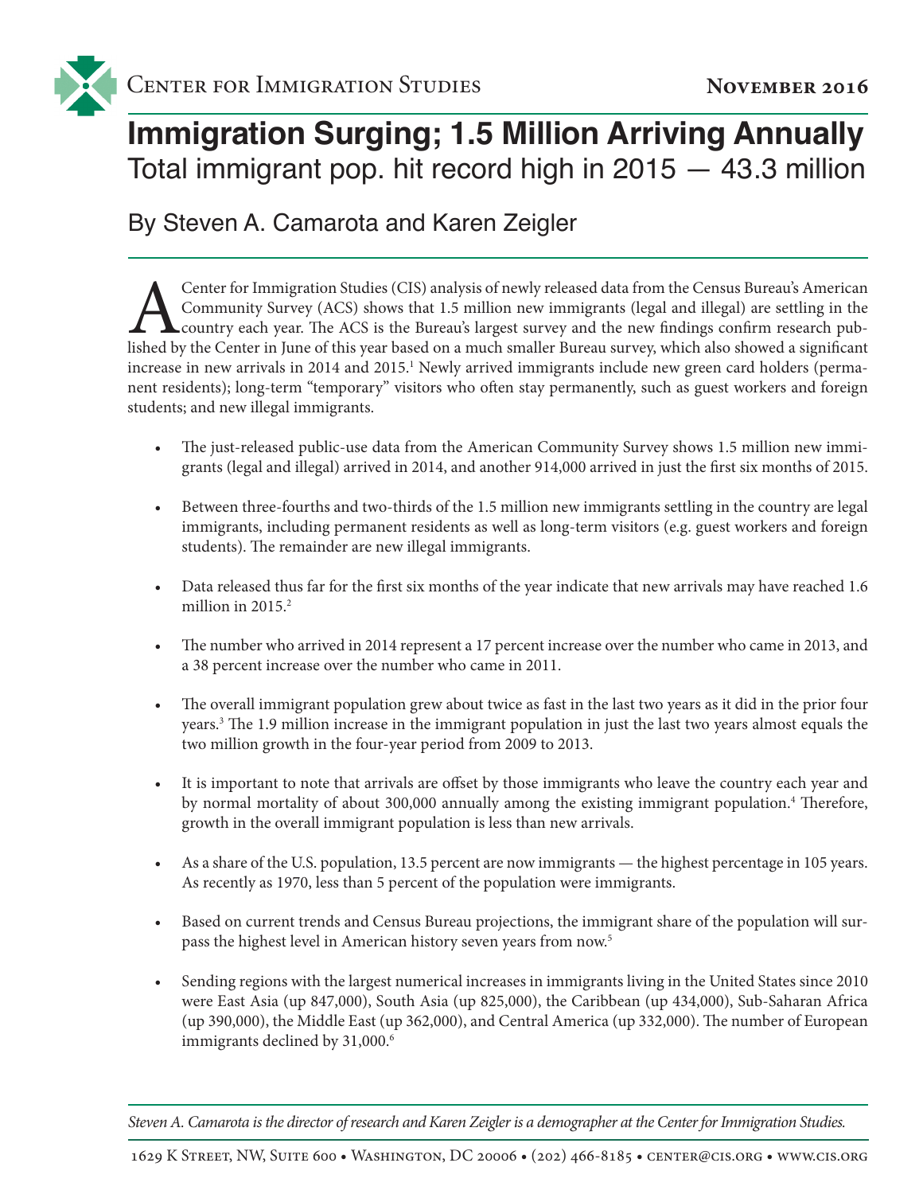Center for Immigration Studies

**November 2016**

# Immigration Surging; 1.5 Million Arriving Annually

## Total immigrant pop. hit record high in 2015 — 43.3 million

### By Steven A. Camarota and Karen Zeigler

A Center for Immigration Studies (CIS) analysis of newly released data from the Census Bureau's American Community Survey (ACS) shows that 1.5 million new immigrants (legal and illegal) are settling in the country each year. The ACS is the Bureau's largest survey and the new findings confirm research published by the Center in June of this year based on a much smaller Bureau survey, which also showed a significant increase in new arrivals in 2014 and 2015.[1] Newly arrived immigrants include new green card holders (permanent residents); long-term "temporary" visitors who often stay permanently, such as guest workers and foreign students; and new illegal immigrants.

- The just-released public-use data from the American Community Survey shows 1.5 million new immigrants (legal and illegal) arrived in 2014, and another 914,000 arrived in just the first six months of 2015.

- Between three-fourths and two-thirds of the 1.5 million new immigrants settling in the country are legal immigrants, including permanent residents as well as long-term visitors (e.g. guest workers and foreign students). The remainder are new illegal immigrants.

- Data released thus far for the first six months of the year indicate that new arrivals may have reached 1.6 million in 2015.[2]

- The number who arrived in 2014 represent a 17 percent increase over the number who came in 2013, and a 38 percent increase over the number who came in 2011.

- The overall immigrant population grew about twice as fast in the last two years as it did in the prior four years.[3] The 1.9 million increase in the immigrant population in just the last two years almost equals the two million growth in the four-year period from 2009 to 2013.

- It is important to note that arrivals are offset by those immigrants who leave the country each year and by normal mortality of about 300,000 annually among the existing immigrant population.[4] Therefore, growth in the overall immigrant population is less than new arrivals.

- As a share of the U.S. population, 13.5 percent are now immigrants — the highest percentage in 105 years. As recently as 1970, less than 5 percent of the population were immigrants.

- Based on current trends and Census Bureau projections, the immigrant share of the population will surpass the highest level in American history seven years from now.[5]

- Sending regions with the largest numerical increases in immigrants living in the United States since 2010 were East Asia (up 847,000), South Asia (up 825,000), the Caribbean (up 434,000), Sub-Saharan Africa (up 390,000), the Middle East (up 362,000), and Central America (up 332,000). The number of European immigrants declined by 31,000.[6]

*Steven A. Camarota is the director of research and Karen Zeigler is a demographer at the Center for Immigration Studies.*

1629 K Street, NW, Suite 600 • Washington, DC 20006 • (202) 466-8185 • center@cis.org • www.cis.org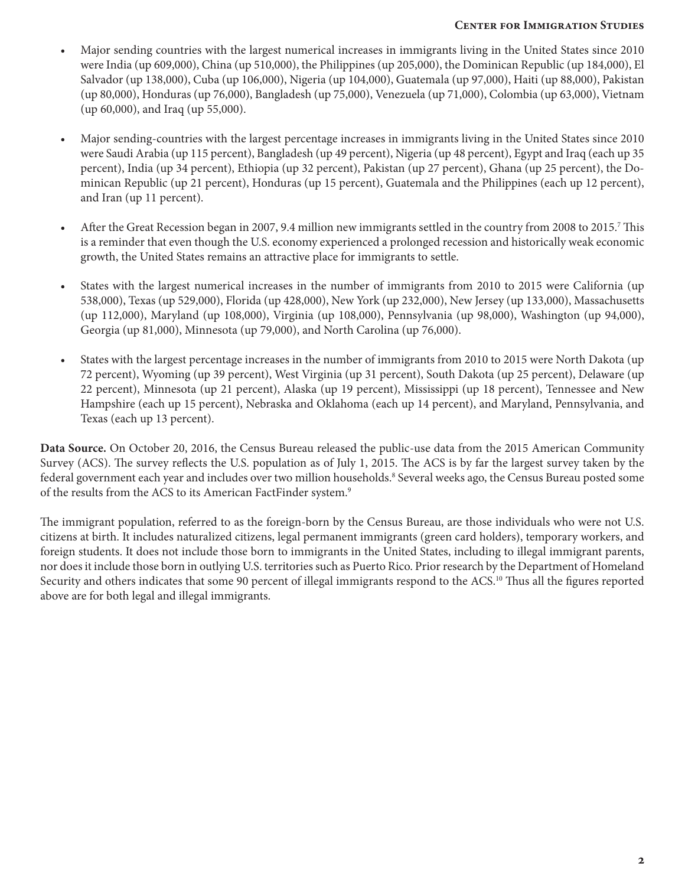- Major sending countries with the largest numerical increases in immigrants living in the United States since 2010 were India (up 609,000), China (up 510,000), the Philippines (up 205,000), the Dominican Republic (up 184,000), El Salvador (up 138,000), Cuba (up 106,000), Nigeria (up 104,000), Guatemala (up 97,000), Haiti (up 88,000), Pakistan (up 80,000), Honduras (up 76,000), Bangladesh (up 75,000), Venezuela (up 71,000), Colombia (up 63,000), Vietnam (up 60,000), and Iraq (up 55,000).

- Major sending-countries with the largest percentage increases in immigrants living in the United States since 2010 were Saudi Arabia (up 115 percent), Bangladesh (up 49 percent), Nigeria (up 48 percent), Egypt and Iraq (each up 35 percent), India (up 34 percent), Ethiopia (up 32 percent), Pakistan (up 27 percent), Ghana (up 25 percent), the Dominican Republic (up 21 percent), Honduras (up 15 percent), Guatemala and the Philippines (each up 12 percent), and Iran (up 11 percent).

- After the Great Recession began in 2007, 9.4 million new immigrants settled in the country from 2008 to 2015.[7] This is a reminder that even though the U.S. economy experienced a prolonged recession and historically weak economic growth, the United States remains an attractive place for immigrants to settle.

- States with the largest numerical increases in the number of immigrants from 2010 to 2015 were California (up 538,000), Texas (up 529,000), Florida (up 428,000), New York (up 232,000), New Jersey (up 133,000), Massachusetts (up 112,000), Maryland (up 108,000), Virginia (up 108,000), Pennsylvania (up 98,000), Washington (up 94,000), Georgia (up 81,000), Minnesota (up 79,000), and North Carolina (up 76,000).

- States with the largest percentage increases in the number of immigrants from 2010 to 2015 were North Dakota (up 72 percent), Wyoming (up 39 percent), West Virginia (up 31 percent), South Dakota (up 25 percent), Delaware (up 22 percent), Minnesota (up 21 percent), Alaska (up 19 percent), Mississippi (up 18 percent), Tennessee and New Hampshire (each up 15 percent), Nebraska and Oklahoma (each up 14 percent), and Maryland, Pennsylvania, and Texas (each up 13 percent).

**Data Source.** On October 20, 2016, the Census Bureau released the public-use data from the 2015 American Community Survey (ACS). The survey reflects the U.S. population as of July 1, 2015. The ACS is by far the largest survey taken by the federal government each year and includes over two million households.[8] Several weeks ago, the Census Bureau posted some of the results from the ACS to its American FactFinder system.[9]

The immigrant population, referred to as the foreign-born by the Census Bureau, are those individuals who were not U.S. citizens at birth. It includes naturalized citizens, legal permanent immigrants (green card holders), temporary workers, and foreign students. It does not include those born to immigrants in the United States, including to illegal immigrant parents, nor does it include those born in outlying U.S. territories such as Puerto Rico. Prior research by the Department of Homeland Security and others indicates that some 90 percent of illegal immigrants respond to the ACS.[10] Thus all the figures reported above are for both legal and illegal immigrants.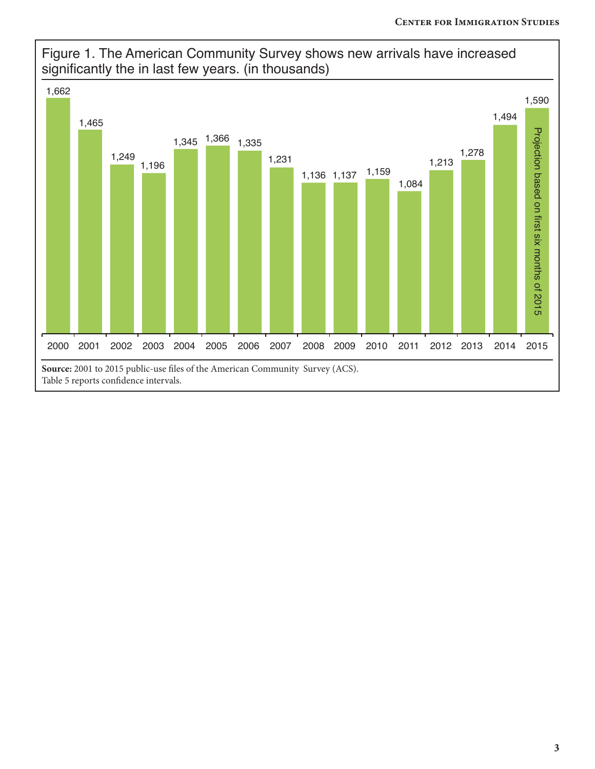Figure 1. The American Community Survey shows new arrivals have increased significantly the in last few years. (in thousands)

| Year | New arrivals (thousands) |
|---|---|
| 2000 | 1,662 |
| 2001 | 1,465 |
| 2002 | 1,249 |
| 2003 | 1,196 |
| 2004 | 1,345 |
| 2005 | 1,366 |
| 2006 | 1,335 |
| 2007 | 1,231 |
| 2008 | 1,136 |
| 2009 | 1,137 |
| 2010 | 1,159 |
| 2011 | 1,084 |
| 2012 | 1,213 |
| 2013 | 1,278 |
| 2014 | 1,494 |
| 2015 | 1,590 (Projection based on first six months of 2015) |

**Source:** 2001 to 2015 public-use files of the American Community Survey (ACS).
Table 5 reports confidence intervals.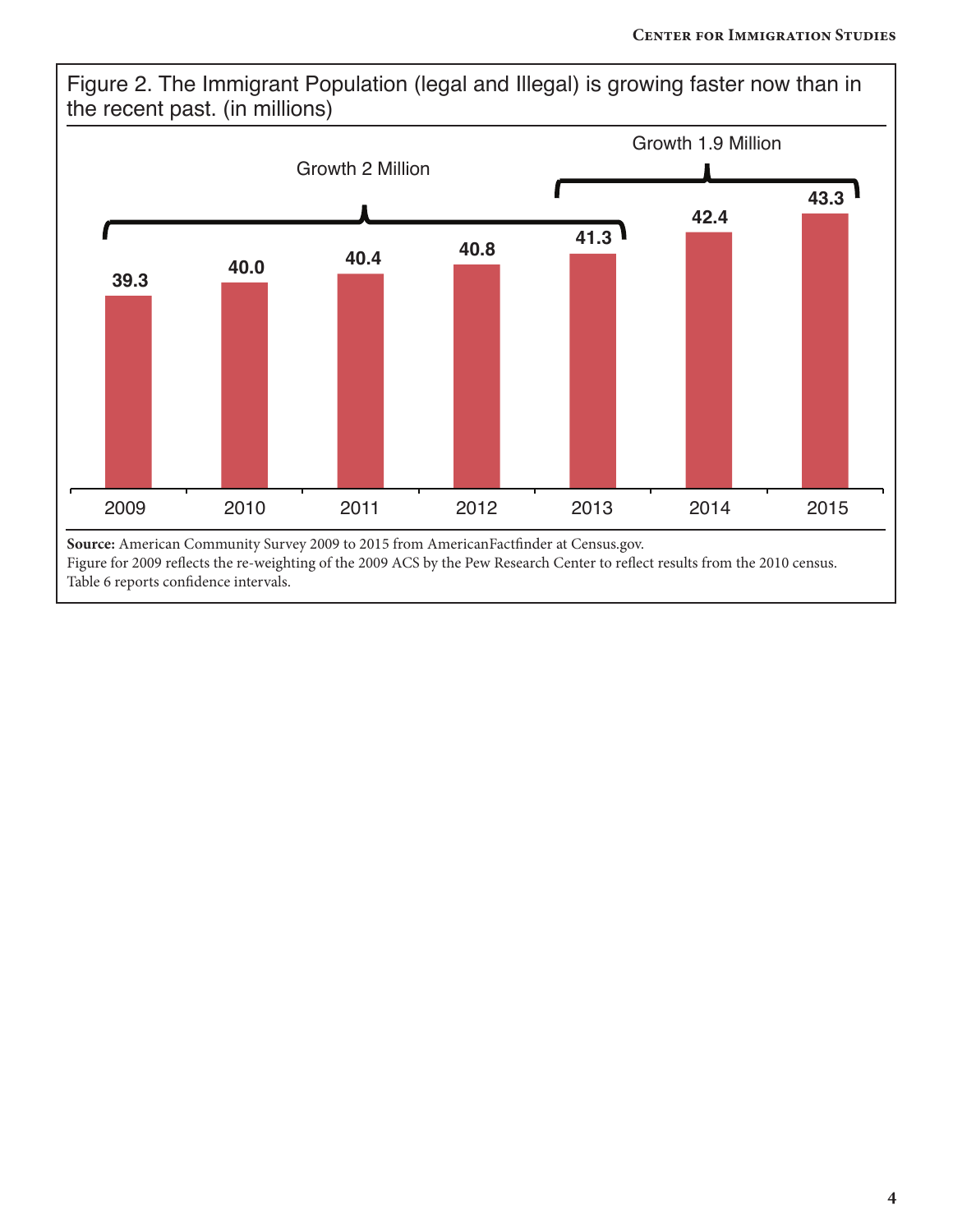Figure 2. The Immigrant Population (legal and Illegal) is growing faster now than in the recent past. (in millions)

| Year | Population (millions) |
|---|---|
| 2009 | 39.3 |
| 2010 | 40.0 |
| 2011 | 40.4 |
| 2012 | 40.8 |
| 2013 | 41.3 |
| 2014 | 42.4 |
| 2015 | 43.3 |

Growth 2 Million (2009–2013)

Growth 1.9 Million (2013–2015)

**Source:** American Community Survey 2009 to 2015 from AmericanFactfinder at Census.gov.
Figure for 2009 reflects the re-weighting of the 2009 ACS by the Pew Research Center to reflect results from the 2010 census.
Table 6 reports confidence intervals.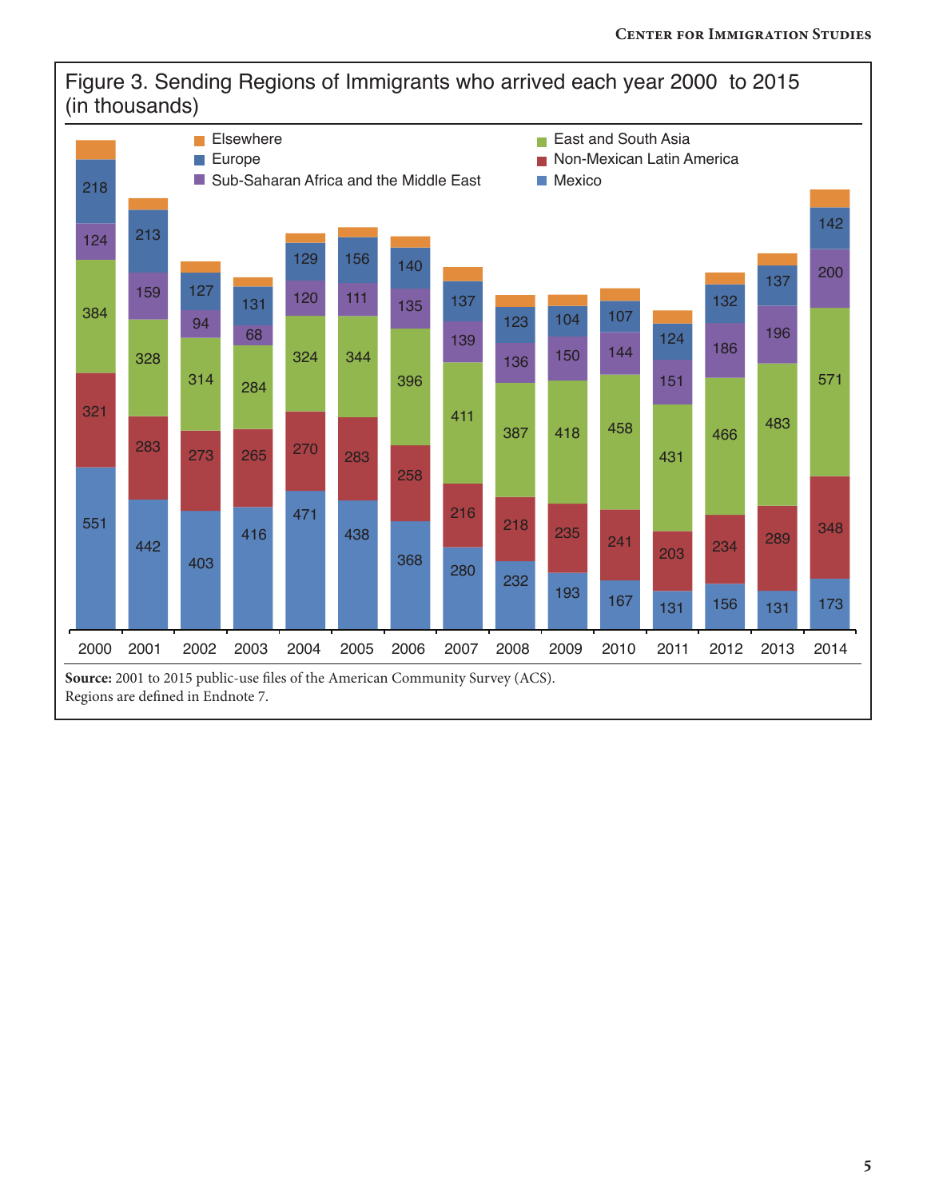Figure 3. Sending Regions of Immigrants who arrived each year 2000 to 2015 (in thousands)

| Year | Mexico | Non-Mexican Latin America | East and South Asia | Sub-Saharan Africa and the Middle East | Europe | Elsewhere |
|---|---|---|---|---|---|---|
| 2000 | 551 | 321 | 384 | 124 | 218 | |
| 2001 | 442 | 283 | 328 | 159 | 213 | |
| 2002 | 403 | 273 | 314 | 94 | 127 | |
| 2003 | 416 | 265 | 284 | 68 | 131 | |
| 2004 | 471 | 270 | 324 | 120 | 129 | |
| 2005 | 438 | 283 | 344 | 111 | 156 | |
| 2006 | 368 | 258 | 396 | 135 | 140 | |
| 2007 | 280 | 216 | 411 | 139 | 137 | |
| 2008 | 232 | 218 | 387 | 136 | 123 | |
| 2009 | 193 | 235 | 418 | 150 | 104 | |
| 2010 | 167 | 241 | 458 | 144 | 107 | |
| 2011 | 131 | 203 | 431 | 151 | 124 | |
| 2012 | 156 | 234 | 466 | 186 | 132 | |
| 2013 | 131 | 289 | 483 | 196 | 137 | |
| 2014 | 173 | 348 | 571 | 200 | 142 | |

**Source:** 2001 to 2015 public-use files of the American Community Survey (ACS).
Regions are defined in Endnote 7.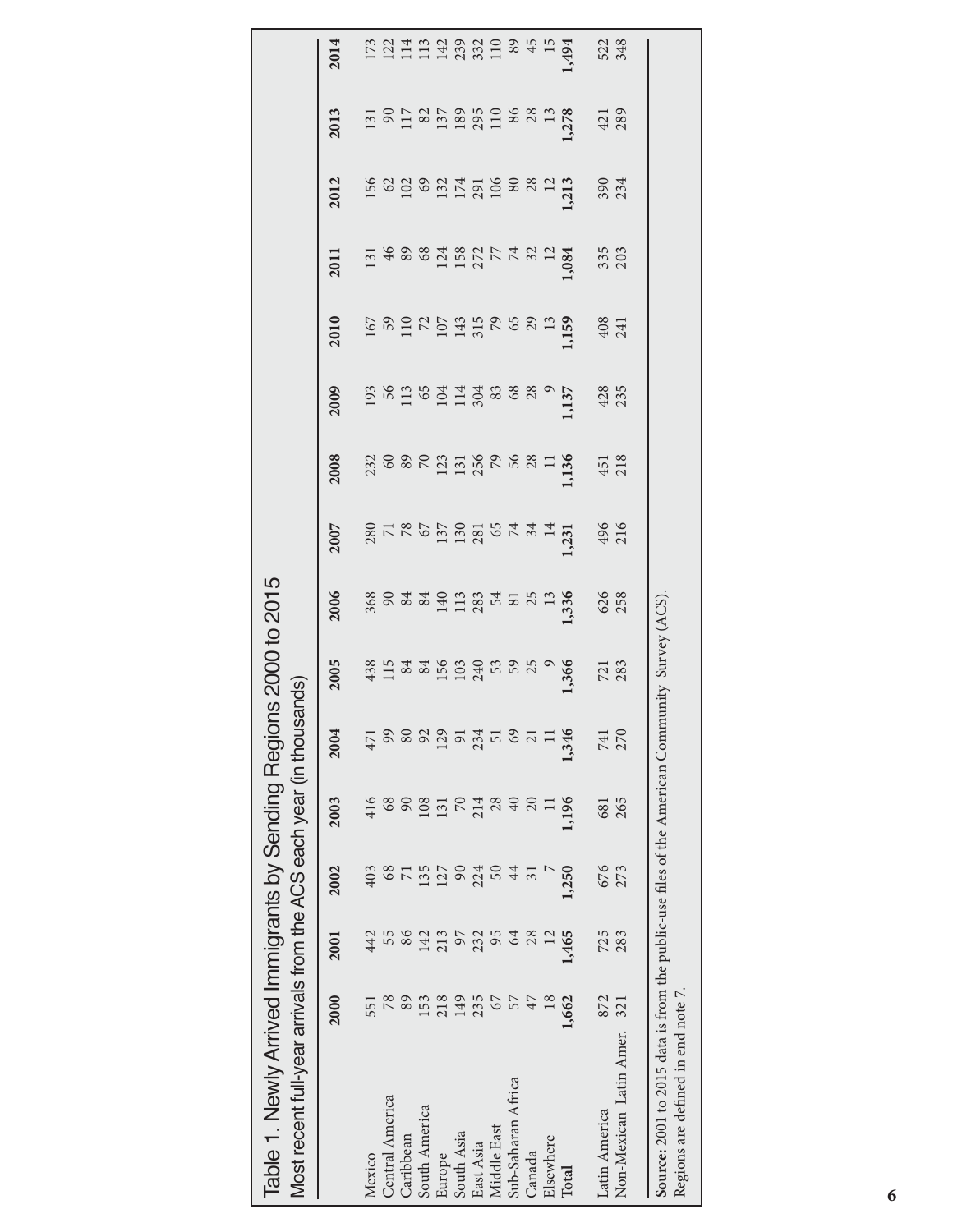# Table 1. Newly Arrived Immigrants by Sending Regions 2000 to 2015

Most recent full-year arrivals from the ACS each year (in thousands)

| | 2000 | 2001 | 2002 | 2003 | 2004 | 2005 | 2006 | 2007 | 2008 | 2009 | 2010 | 2011 | 2012 | 2013 | 2014 |
|---|---|---|---|---|---|---|---|---|---|---|---|---|---|---|---|
| Mexico | 551 | 442 | 403 | 416 | 471 | 438 | 368 | 280 | 232 | 193 | 167 | 131 | 156 | 131 | 173 |
| Central America | 78 | 55 | 68 | 68 | 99 | 115 | 90 | 71 | 60 | 56 | 59 | 46 | 62 | 90 | 122 |
| Caribbean | 89 | 86 | 71 | 90 | 80 | 84 | 84 | 78 | 89 | 113 | 110 | 89 | 102 | 117 | 114 |
| South America | 153 | 142 | 135 | 108 | 92 | 84 | 84 | 67 | 70 | 65 | 72 | 68 | 69 | 82 | 113 |
| Europe | 218 | 213 | 127 | 131 | 129 | 156 | 140 | 137 | 123 | 104 | 107 | 124 | 132 | 137 | 142 |
| South Asia | 149 | 97 | 90 | 70 | 91 | 103 | 113 | 130 | 131 | 114 | 143 | 158 | 174 | 189 | 239 |
| East Asia | 235 | 232 | 224 | 214 | 234 | 240 | 283 | 281 | 256 | 304 | 315 | 272 | 291 | 295 | 332 |
| Middle East | 67 | 95 | 50 | 28 | 51 | 53 | 54 | 65 | 79 | 83 | 79 | 77 | 106 | 110 | 110 |
| Sub-Saharan Africa | 57 | 64 | 44 | 40 | 69 | 59 | 81 | 74 | 56 | 68 | 65 | 74 | 80 | 86 | 89 |
| Canada | 47 | 28 | 31 | 20 | 21 | 25 | 25 | 34 | 28 | 28 | 29 | 32 | 28 | 28 | 45 |
| Elsewhere | 18 | 12 | 7 | 11 | 11 | 9 | 13 | 14 | 11 | 9 | 13 | 12 | 12 | 13 | 15 |
| **Total** | **1,662** | **1,465** | **1,250** | **1,196** | **1,346** | **1,366** | **1,336** | **1,231** | **1,136** | **1,137** | **1,159** | **1,084** | **1,213** | **1,278** | **1,494** |
| | | | | | | | | | | | | | | | |
| Latin America | 872 | 725 | 676 | 681 | 741 | 721 | 626 | 496 | 451 | 428 | 408 | 335 | 390 | 421 | 522 |
| Non-Mexican Latin Amer. | 321 | 283 | 273 | 265 | 270 | 283 | 258 | 216 | 218 | 235 | 241 | 203 | 234 | 289 | 348 |

**Source:** 2001 to 2015 data is from the public-use files of the American Community Survey (ACS).
Regions are defined in end note 7.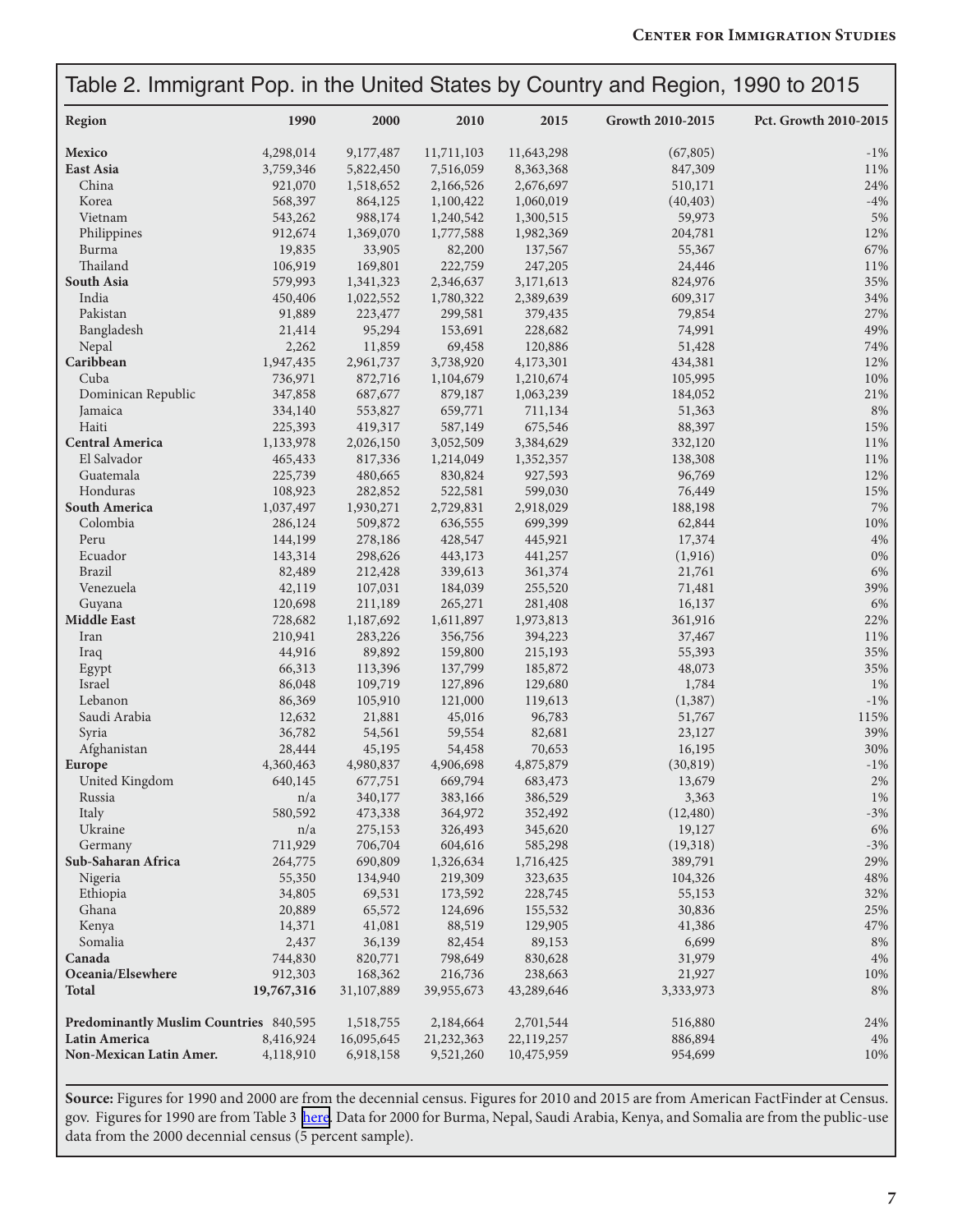## Table 2. Immigrant Pop. in the United States by Country and Region, 1990 to 2015

| Region | 1990 | 2000 | 2010 | 2015 | Growth 2010-2015 | Pct. Growth 2010-2015 |
|---|---|---|---|---|---|---|
| **Mexico** | 4,298,014 | 9,177,487 | 11,711,103 | 11,643,298 | (67,805) | -1% |
| **East Asia** | 3,759,346 | 5,822,450 | 7,516,059 | 8,363,368 | 847,309 | 11% |
| China | 921,070 | 1,518,652 | 2,166,526 | 2,676,697 | 510,171 | 24% |
| Korea | 568,397 | 864,125 | 1,100,422 | 1,060,019 | (40,403) | -4% |
| Vietnam | 543,262 | 988,174 | 1,240,542 | 1,300,515 | 59,973 | 5% |
| Philippines | 912,674 | 1,369,070 | 1,777,588 | 1,982,369 | 204,781 | 12% |
| Burma | 19,835 | 33,905 | 82,200 | 137,567 | 55,367 | 67% |
| Thailand | 106,919 | 169,801 | 222,759 | 247,205 | 24,446 | 11% |
| **South Asia** | 579,993 | 1,341,323 | 2,346,637 | 3,171,613 | 824,976 | 35% |
| India | 450,406 | 1,022,552 | 1,780,322 | 2,389,639 | 609,317 | 34% |
| Pakistan | 91,889 | 223,477 | 299,581 | 379,435 | 79,854 | 27% |
| Bangladesh | 21,414 | 95,294 | 153,691 | 228,682 | 74,991 | 49% |
| Nepal | 2,262 | 11,859 | 69,458 | 120,886 | 51,428 | 74% |
| **Caribbean** | 1,947,435 | 2,961,737 | 3,738,920 | 4,173,301 | 434,381 | 12% |
| Cuba | 736,971 | 872,716 | 1,104,679 | 1,210,674 | 105,995 | 10% |
| Dominican Republic | 347,858 | 687,677 | 879,187 | 1,063,239 | 184,052 | 21% |
| Jamaica | 334,140 | 553,827 | 659,771 | 711,134 | 51,363 | 8% |
| Haiti | 225,393 | 419,317 | 587,149 | 675,546 | 88,397 | 15% |
| **Central America** | 1,133,978 | 2,026,150 | 3,052,509 | 3,384,629 | 332,120 | 11% |
| El Salvador | 465,433 | 817,336 | 1,214,049 | 1,352,357 | 138,308 | 11% |
| Guatemala | 225,739 | 480,665 | 830,824 | 927,593 | 96,769 | 12% |
| Honduras | 108,923 | 282,852 | 522,581 | 599,030 | 76,449 | 15% |
| **South America** | 1,037,497 | 1,930,271 | 2,729,831 | 2,918,029 | 188,198 | 7% |
| Colombia | 286,124 | 509,872 | 636,555 | 699,399 | 62,844 | 10% |
| Peru | 144,199 | 278,186 | 428,547 | 445,921 | 17,374 | 4% |
| Ecuador | 143,314 | 298,626 | 443,173 | 441,257 | (1,916) | 0% |
| Brazil | 82,489 | 212,428 | 339,613 | 361,374 | 21,761 | 6% |
| Venezuela | 42,119 | 107,031 | 184,039 | 255,520 | 71,481 | 39% |
| Guyana | 120,698 | 211,189 | 265,271 | 281,408 | 16,137 | 6% |
| **Middle East** | 728,682 | 1,187,692 | 1,611,897 | 1,973,813 | 361,916 | 22% |
| Iran | 210,941 | 283,226 | 356,756 | 394,223 | 37,467 | 11% |
| Iraq | 44,916 | 89,892 | 159,800 | 215,193 | 55,393 | 35% |
| Egypt | 66,313 | 113,396 | 137,799 | 185,872 | 48,073 | 35% |
| Israel | 86,048 | 109,719 | 127,896 | 129,680 | 1,784 | 1% |
| Lebanon | 86,369 | 105,910 | 121,000 | 119,613 | (1,387) | -1% |
| Saudi Arabia | 12,632 | 21,881 | 45,016 | 96,783 | 51,767 | 115% |
| Syria | 36,782 | 54,561 | 59,554 | 82,681 | 23,127 | 39% |
| Afghanistan | 28,444 | 45,195 | 54,458 | 70,653 | 16,195 | 30% |
| **Europe** | 4,360,463 | 4,980,837 | 4,906,698 | 4,875,879 | (30,819) | -1% |
| United Kingdom | 640,145 | 677,751 | 669,794 | 683,473 | 13,679 | 2% |
| Russia | n/a | 340,177 | 383,166 | 386,529 | 3,363 | 1% |
| Italy | 580,592 | 473,338 | 364,972 | 352,492 | (12,480) | -3% |
| Ukraine | n/a | 275,153 | 326,493 | 345,620 | 19,127 | 6% |
| Germany | 711,929 | 706,704 | 604,616 | 585,298 | (19,318) | -3% |
| **Sub-Saharan Africa** | 264,775 | 690,809 | 1,326,634 | 1,716,425 | 389,791 | 29% |
| Nigeria | 55,350 | 134,940 | 219,309 | 323,635 | 104,326 | 48% |
| Ethiopia | 34,805 | 69,531 | 173,592 | 228,745 | 55,153 | 32% |
| Ghana | 20,889 | 65,572 | 124,696 | 155,532 | 30,836 | 25% |
| Kenya | 14,371 | 41,081 | 88,519 | 129,905 | 41,386 | 47% |
| Somalia | 2,437 | 36,139 | 82,454 | 89,153 | 6,699 | 8% |
| **Canada** | 744,830 | 820,771 | 798,649 | 830,628 | 31,979 | 4% |
| **Oceania/Elsewhere** | 912,303 | 168,362 | 216,736 | 238,663 | 21,927 | 10% |
| **Total** | **19,767,316** | 31,107,889 | 39,955,673 | 43,289,646 | 3,333,973 | 8% |
| | | | | | | |
| **Predominantly Muslim Countries** | 840,595 | 1,518,755 | 2,184,664 | 2,701,544 | 516,880 | 24% |
| **Latin America** | 8,416,924 | 16,095,645 | 21,232,363 | 22,119,257 | 886,894 | 4% |
| **Non-Mexican Latin Amer.** | 4,118,910 | 6,918,158 | 9,521,260 | 10,475,959 | 954,699 | 10% |

**Source:** Figures for 1990 and 2000 are from the decennial census. Figures for 2010 and 2015 are from American FactFinder at Census.gov. Figures for 1990 are from Table 3 here. Data for 2000 for Burma, Nepal, Saudi Arabia, Kenya, and Somalia are from the public-use data from the 2000 decennial census (5 percent sample).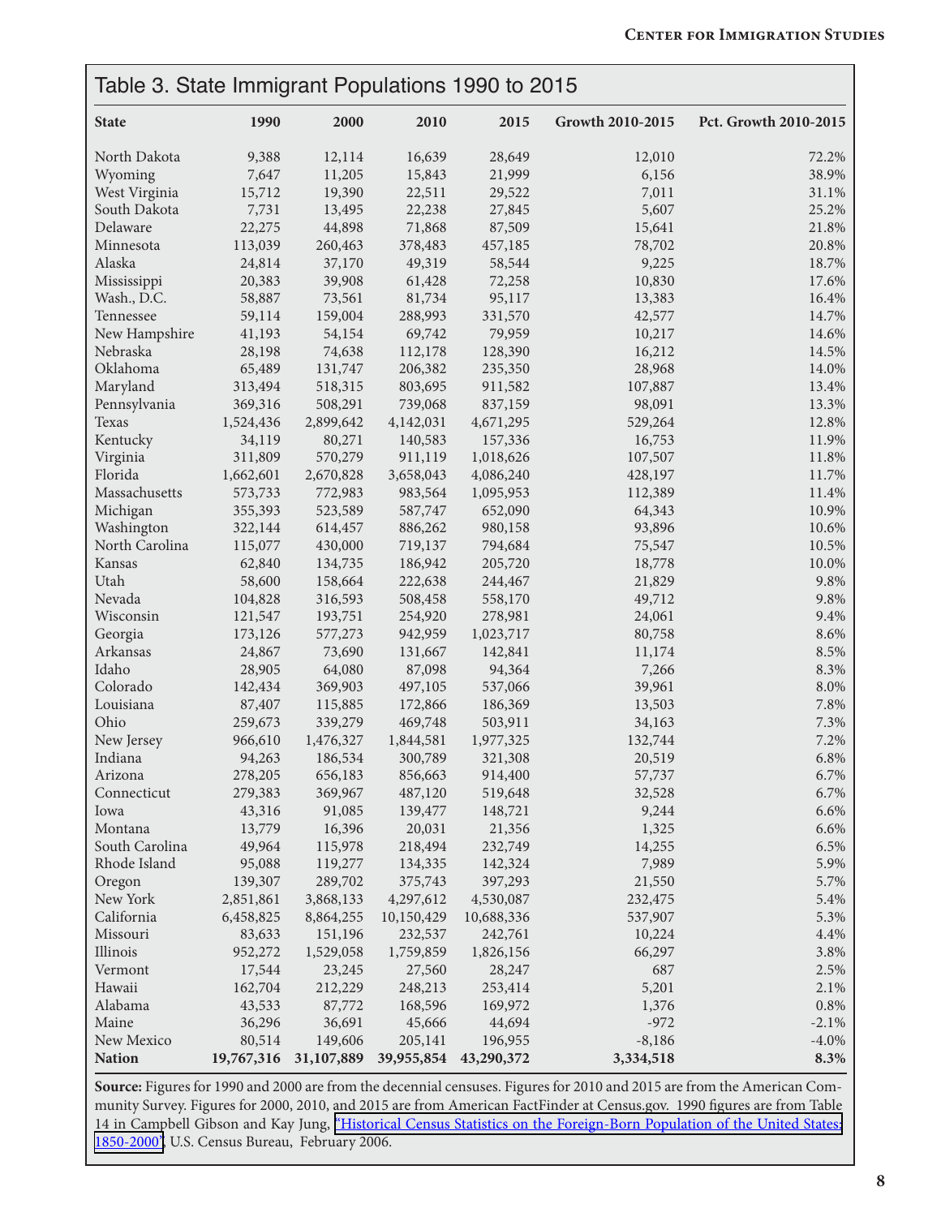## Table 3. State Immigrant Populations 1990 to 2015

| State | 1990 | 2000 | 2010 | 2015 | Growth 2010-2015 | Pct. Growth 2010-2015 |
|---|---|---|---|---|---|---|
| North Dakota | 9,388 | 12,114 | 16,639 | 28,649 | 12,010 | 72.2% |
| Wyoming | 7,647 | 11,205 | 15,843 | 21,999 | 6,156 | 38.9% |
| West Virginia | 15,712 | 19,390 | 22,511 | 29,522 | 7,011 | 31.1% |
| South Dakota | 7,731 | 13,495 | 22,238 | 27,845 | 5,607 | 25.2% |
| Delaware | 22,275 | 44,898 | 71,868 | 87,509 | 15,641 | 21.8% |
| Minnesota | 113,039 | 260,463 | 378,483 | 457,185 | 78,702 | 20.8% |
| Alaska | 24,814 | 37,170 | 49,319 | 58,544 | 9,225 | 18.7% |
| Mississippi | 20,383 | 39,908 | 61,428 | 72,258 | 10,830 | 17.6% |
| Wash., D.C. | 58,887 | 73,561 | 81,734 | 95,117 | 13,383 | 16.4% |
| Tennessee | 59,114 | 159,004 | 288,993 | 331,570 | 42,577 | 14.7% |
| New Hampshire | 41,193 | 54,154 | 69,742 | 79,959 | 10,217 | 14.6% |
| Nebraska | 28,198 | 74,638 | 112,178 | 128,390 | 16,212 | 14.5% |
| Oklahoma | 65,489 | 131,747 | 206,382 | 235,350 | 28,968 | 14.0% |
| Maryland | 313,494 | 518,315 | 803,695 | 911,582 | 107,887 | 13.4% |
| Pennsylvania | 369,316 | 508,291 | 739,068 | 837,159 | 98,091 | 13.3% |
| Texas | 1,524,436 | 2,899,642 | 4,142,031 | 4,671,295 | 529,264 | 12.8% |
| Kentucky | 34,119 | 80,271 | 140,583 | 157,336 | 16,753 | 11.9% |
| Virginia | 311,809 | 570,279 | 911,119 | 1,018,626 | 107,507 | 11.8% |
| Florida | 1,662,601 | 2,670,828 | 3,658,043 | 4,086,240 | 428,197 | 11.7% |
| Massachusetts | 573,733 | 772,983 | 983,564 | 1,095,953 | 112,389 | 11.4% |
| Michigan | 355,393 | 523,589 | 587,747 | 652,090 | 64,343 | 10.9% |
| Washington | 322,144 | 614,457 | 886,262 | 980,158 | 93,896 | 10.6% |
| North Carolina | 115,077 | 430,000 | 719,137 | 794,684 | 75,547 | 10.5% |
| Kansas | 62,840 | 134,735 | 186,942 | 205,720 | 18,778 | 10.0% |
| Utah | 58,600 | 158,664 | 222,638 | 244,467 | 21,829 | 9.8% |
| Nevada | 104,828 | 316,593 | 508,458 | 558,170 | 49,712 | 9.8% |
| Wisconsin | 121,547 | 193,751 | 254,920 | 278,981 | 24,061 | 9.4% |
| Georgia | 173,126 | 577,273 | 942,959 | 1,023,717 | 80,758 | 8.6% |
| Arkansas | 24,867 | 73,690 | 131,667 | 142,841 | 11,174 | 8.5% |
| Idaho | 28,905 | 64,080 | 87,098 | 94,364 | 7,266 | 8.3% |
| Colorado | 142,434 | 369,903 | 497,105 | 537,066 | 39,961 | 8.0% |
| Louisiana | 87,407 | 115,885 | 172,866 | 186,369 | 13,503 | 7.8% |
| Ohio | 259,673 | 339,279 | 469,748 | 503,911 | 34,163 | 7.3% |
| New Jersey | 966,610 | 1,476,327 | 1,844,581 | 1,977,325 | 132,744 | 7.2% |
| Indiana | 94,263 | 186,534 | 300,789 | 321,308 | 20,519 | 6.8% |
| Arizona | 278,205 | 656,183 | 856,663 | 914,400 | 57,737 | 6.7% |
| Connecticut | 279,383 | 369,967 | 487,120 | 519,648 | 32,528 | 6.7% |
| Iowa | 43,316 | 91,085 | 139,477 | 148,721 | 9,244 | 6.6% |
| Montana | 13,779 | 16,396 | 20,031 | 21,356 | 1,325 | 6.6% |
| South Carolina | 49,964 | 115,978 | 218,494 | 232,749 | 14,255 | 6.5% |
| Rhode Island | 95,088 | 119,277 | 134,335 | 142,324 | 7,989 | 5.9% |
| Oregon | 139,307 | 289,702 | 375,743 | 397,293 | 21,550 | 5.7% |
| New York | 2,851,861 | 3,868,133 | 4,297,612 | 4,530,087 | 232,475 | 5.4% |
| California | 6,458,825 | 8,864,255 | 10,150,429 | 10,688,336 | 537,907 | 5.3% |
| Missouri | 83,633 | 151,196 | 232,537 | 242,761 | 10,224 | 4.4% |
| Illinois | 952,272 | 1,529,058 | 1,759,859 | 1,826,156 | 66,297 | 3.8% |
| Vermont | 17,544 | 23,245 | 27,560 | 28,247 | 687 | 2.5% |
| Hawaii | 162,704 | 212,229 | 248,213 | 253,414 | 5,201 | 2.1% |
| Alabama | 43,533 | 87,772 | 168,596 | 169,972 | 1,376 | 0.8% |
| Maine | 36,296 | 36,691 | 45,666 | 44,694 | -972 | -2.1% |
| New Mexico | 80,514 | 149,606 | 205,141 | 196,955 | -8,186 | -4.0% |
| **Nation** | **19,767,316** | **31,107,889** | **39,955,854** | **43,290,372** | **3,334,518** | **8.3%** |

**Source:** Figures for 1990 and 2000 are from the decennial censuses. Figures for 2010 and 2015 are from the American Community Survey. Figures for 2000, 2010, and 2015 are from American FactFinder at Census.gov. 1990 figures are from Table 14 in Campbell Gibson and Kay Jung, "Historical Census Statistics on the Foreign-Born Population of the United States: 1850-2000", U.S. Census Bureau, February 2006.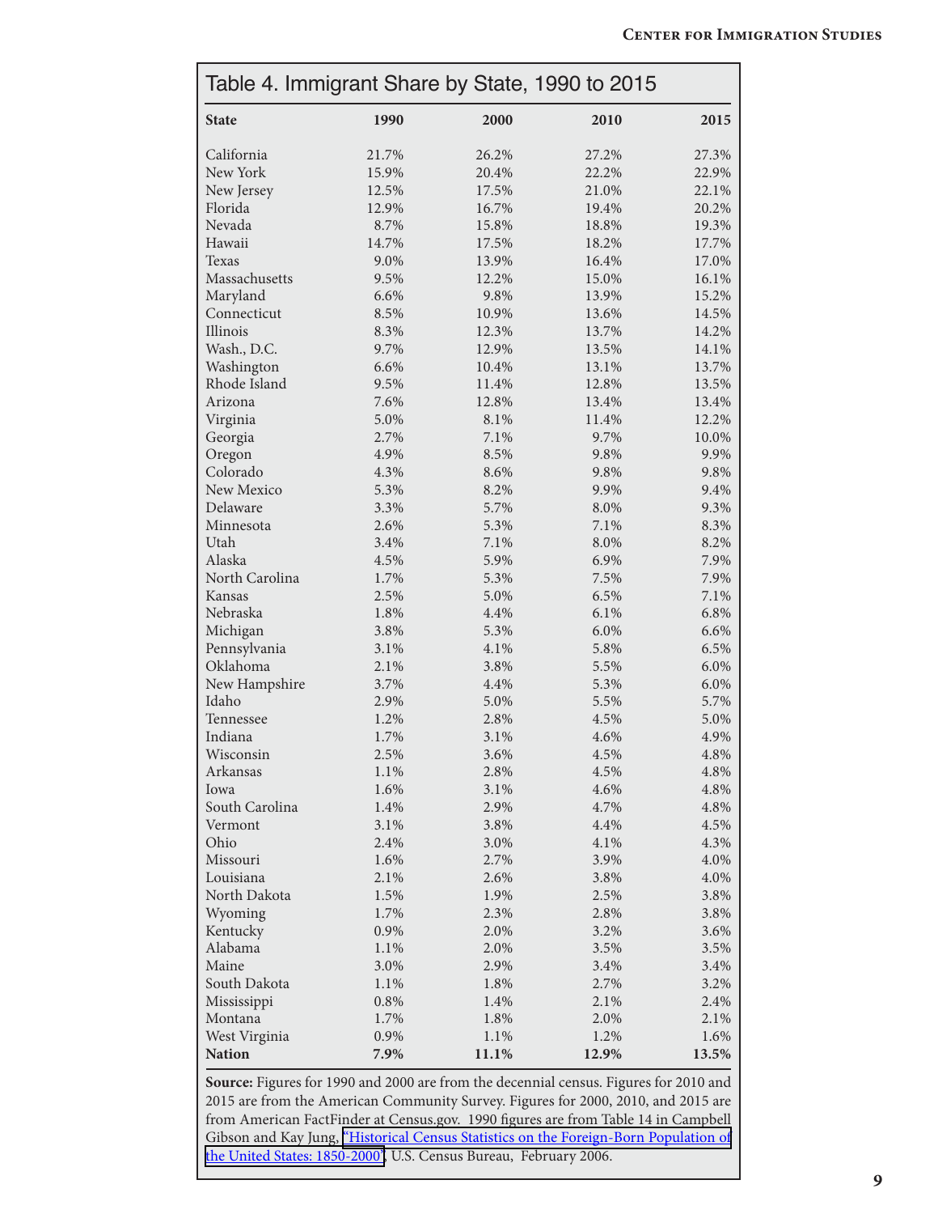## Table 4. Immigrant Share by State, 1990 to 2015

| State | 1990 | 2000 | 2010 | 2015 |
|---|---|---|---|---|
| California | 21.7% | 26.2% | 27.2% | 27.3% |
| New York | 15.9% | 20.4% | 22.2% | 22.9% |
| New Jersey | 12.5% | 17.5% | 21.0% | 22.1% |
| Florida | 12.9% | 16.7% | 19.4% | 20.2% |
| Nevada | 8.7% | 15.8% | 18.8% | 19.3% |
| Hawaii | 14.7% | 17.5% | 18.2% | 17.7% |
| Texas | 9.0% | 13.9% | 16.4% | 17.0% |
| Massachusetts | 9.5% | 12.2% | 15.0% | 16.1% |
| Maryland | 6.6% | 9.8% | 13.9% | 15.2% |
| Connecticut | 8.5% | 10.9% | 13.6% | 14.5% |
| Illinois | 8.3% | 12.3% | 13.7% | 14.2% |
| Wash., D.C. | 9.7% | 12.9% | 13.5% | 14.1% |
| Washington | 6.6% | 10.4% | 13.1% | 13.7% |
| Rhode Island | 9.5% | 11.4% | 12.8% | 13.5% |
| Arizona | 7.6% | 12.8% | 13.4% | 13.4% |
| Virginia | 5.0% | 8.1% | 11.4% | 12.2% |
| Georgia | 2.7% | 7.1% | 9.7% | 10.0% |
| Oregon | 4.9% | 8.5% | 9.8% | 9.9% |
| Colorado | 4.3% | 8.6% | 9.8% | 9.8% |
| New Mexico | 5.3% | 8.2% | 9.9% | 9.4% |
| Delaware | 3.3% | 5.7% | 8.0% | 9.3% |
| Minnesota | 2.6% | 5.3% | 7.1% | 8.3% |
| Utah | 3.4% | 7.1% | 8.0% | 8.2% |
| Alaska | 4.5% | 5.9% | 6.9% | 7.9% |
| North Carolina | 1.7% | 5.3% | 7.5% | 7.9% |
| Kansas | 2.5% | 5.0% | 6.5% | 7.1% |
| Nebraska | 1.8% | 4.4% | 6.1% | 6.8% |
| Michigan | 3.8% | 5.3% | 6.0% | 6.6% |
| Pennsylvania | 3.1% | 4.1% | 5.8% | 6.5% |
| Oklahoma | 2.1% | 3.8% | 5.5% | 6.0% |
| New Hampshire | 3.7% | 4.4% | 5.3% | 6.0% |
| Idaho | 2.9% | 5.0% | 5.5% | 5.7% |
| Tennessee | 1.2% | 2.8% | 4.5% | 5.0% |
| Indiana | 1.7% | 3.1% | 4.6% | 4.9% |
| Wisconsin | 2.5% | 3.6% | 4.5% | 4.8% |
| Arkansas | 1.1% | 2.8% | 4.5% | 4.8% |
| Iowa | 1.6% | 3.1% | 4.6% | 4.8% |
| South Carolina | 1.4% | 2.9% | 4.7% | 4.8% |
| Vermont | 3.1% | 3.8% | 4.4% | 4.5% |
| Ohio | 2.4% | 3.0% | 4.1% | 4.3% |
| Missouri | 1.6% | 2.7% | 3.9% | 4.0% |
| Louisiana | 2.1% | 2.6% | 3.8% | 4.0% |
| North Dakota | 1.5% | 1.9% | 2.5% | 3.8% |
| Wyoming | 1.7% | 2.3% | 2.8% | 3.8% |
| Kentucky | 0.9% | 2.0% | 3.2% | 3.6% |
| Alabama | 1.1% | 2.0% | 3.5% | 3.5% |
| Maine | 3.0% | 2.9% | 3.4% | 3.4% |
| South Dakota | 1.1% | 1.8% | 2.7% | 3.2% |
| Mississippi | 0.8% | 1.4% | 2.1% | 2.4% |
| Montana | 1.7% | 1.8% | 2.0% | 2.1% |
| West Virginia | 0.9% | 1.1% | 1.2% | 1.6% |
| **Nation** | **7.9%** | **11.1%** | **12.9%** | **13.5%** |

**Source:** Figures for 1990 and 2000 are from the decennial census. Figures for 2010 and 2015 are from the American Community Survey. Figures for 2000, 2010, and 2015 are from American FactFinder at Census.gov. 1990 figures are from Table 14 in Campbell Gibson and Kay Jung, "Historical Census Statistics on the Foreign-Born Population of the United States: 1850-2000", U.S. Census Bureau, February 2006.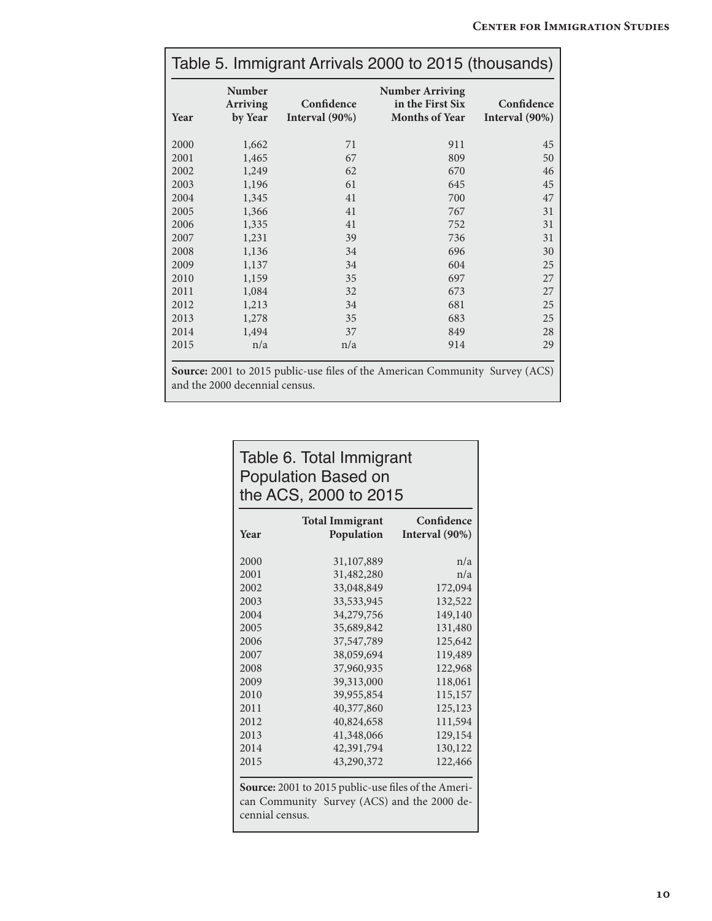## Table 5. Immigrant Arrivals 2000 to 2015 (thousands)

| Year | Number Arriving by Year | Confidence Interval (90%) | Number Arriving in the First Six Months of Year | Confidence Interval (90%) |
|---|---|---|---|---|
| 2000 | 1,662 | 71 | 911 | 45 |
| 2001 | 1,465 | 67 | 809 | 50 |
| 2002 | 1,249 | 62 | 670 | 46 |
| 2003 | 1,196 | 61 | 645 | 45 |
| 2004 | 1,345 | 41 | 700 | 47 |
| 2005 | 1,366 | 41 | 767 | 31 |
| 2006 | 1,335 | 41 | 752 | 31 |
| 2007 | 1,231 | 39 | 736 | 31 |
| 2008 | 1,136 | 34 | 696 | 30 |
| 2009 | 1,137 | 34 | 604 | 25 |
| 2010 | 1,159 | 35 | 697 | 27 |
| 2011 | 1,084 | 32 | 673 | 27 |
| 2012 | 1,213 | 34 | 681 | 25 |
| 2013 | 1,278 | 35 | 683 | 25 |
| 2014 | 1,494 | 37 | 849 | 28 |
| 2015 | n/a | n/a | 914 | 29 |

**Source:** 2001 to 2015 public-use files of the American Community Survey (ACS) and the 2000 decennial census.

## Table 6. Total Immigrant Population Based on the ACS, 2000 to 2015

| Year | Total Immigrant Population | Confidence Interval (90%) |
|---|---|---|
| 2000 | 31,107,889 | n/a |
| 2001 | 31,482,280 | n/a |
| 2002 | 33,048,849 | 172,094 |
| 2003 | 33,533,945 | 132,522 |
| 2004 | 34,279,756 | 149,140 |
| 2005 | 35,689,842 | 131,480 |
| 2006 | 37,547,789 | 125,642 |
| 2007 | 38,059,694 | 119,489 |
| 2008 | 37,960,935 | 122,968 |
| 2009 | 39,313,000 | 118,061 |
| 2010 | 39,955,854 | 115,157 |
| 2011 | 40,377,860 | 125,123 |
| 2012 | 40,824,658 | 111,594 |
| 2013 | 41,348,066 | 129,154 |
| 2014 | 42,391,794 | 130,122 |
| 2015 | 43,290,372 | 122,466 |

**Source:** 2001 to 2015 public-use files of the American Community Survey (ACS) and the 2000 decennial census.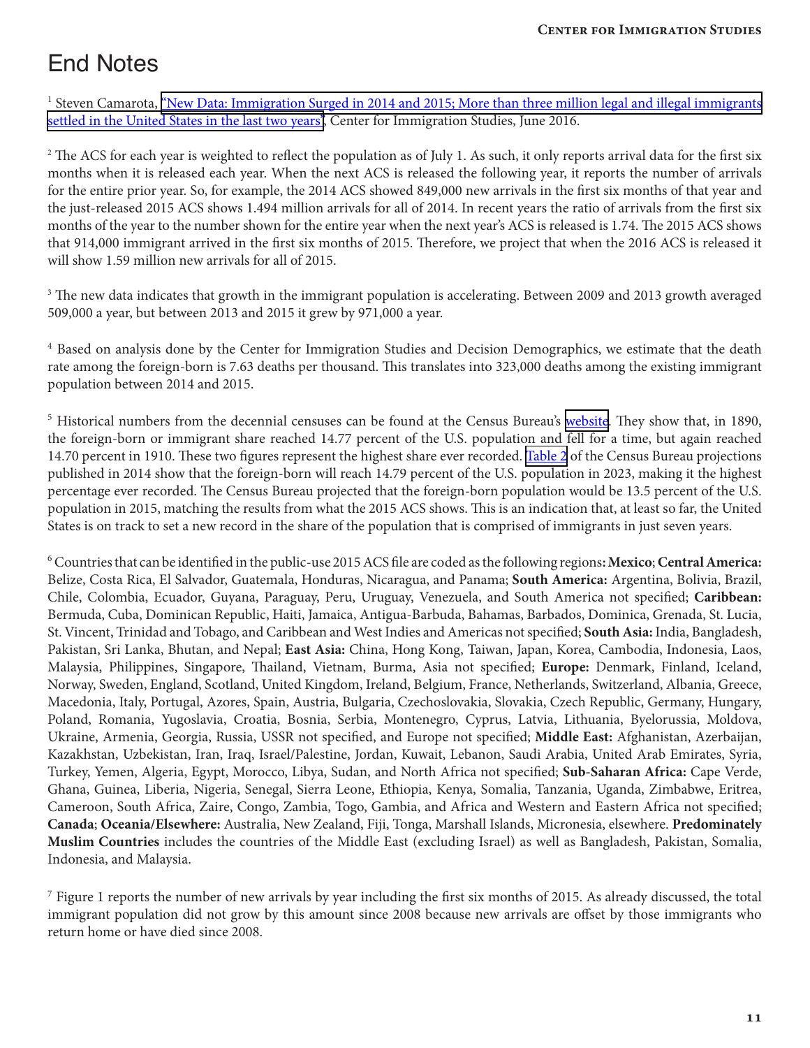# End Notes

[1] Steven Camarota, "New Data: Immigration Surged in 2014 and 2015; More than three million legal and illegal immigrants settled in the United States in the last two years", Center for Immigration Studies, June 2016.

[2] The ACS for each year is weighted to reflect the population as of July 1. As such, it only reports arrival data for the first six months when it is released each year. When the next ACS is released the following year, it reports the number of arrivals for the entire prior year. So, for example, the 2014 ACS showed 849,000 new arrivals in the first six months of that year and the just-released 2015 ACS shows 1.494 million arrivals for all of 2014. In recent years the ratio of arrivals from the first six months of the year to the number shown for the entire year when the next year's ACS is released is 1.74. The 2015 ACS shows that 914,000 immigrant arrived in the first six months of 2015. Therefore, we project that when the 2016 ACS is released it will show 1.59 million new arrivals for all of 2015.

[3] The new data indicates that growth in the immigrant population is accelerating. Between 2009 and 2013 growth averaged 509,000 a year, but between 2013 and 2015 it grew by 971,000 a year.

[4] Based on analysis done by the Center for Immigration Studies and Decision Demographics, we estimate that the death rate among the foreign-born is 7.63 deaths per thousand. This translates into 323,000 deaths among the existing immigrant population between 2014 and 2015.

[5] Historical numbers from the decennial censuses can be found at the Census Bureau's website. They show that, in 1890, the foreign-born or immigrant share reached 14.77 percent of the U.S. population and fell for a time, but again reached 14.70 percent in 1910. These two figures represent the highest share ever recorded. Table 2 of the Census Bureau projections published in 2014 show that the foreign-born will reach 14.79 percent of the U.S. population in 2023, making it the highest percentage ever recorded. The Census Bureau projected that the foreign-born population would be 13.5 percent of the U.S. population in 2015, matching the results from what the 2015 ACS shows. This is an indication that, at least so far, the United States is on track to set a new record in the share of the population that is comprised of immigrants in just seven years.

[6] Countries that can be identified in the public-use 2015 ACS file are coded as the following regions**: Mexico**; **Central America:** Belize, Costa Rica, El Salvador, Guatemala, Honduras, Nicaragua, and Panama; **South America:** Argentina, Bolivia, Brazil, Chile, Colombia, Ecuador, Guyana, Paraguay, Peru, Uruguay, Venezuela, and South America not specified; **Caribbean:** Bermuda, Cuba, Dominican Republic, Haiti, Jamaica, Antigua-Barbuda, Bahamas, Barbados, Dominica, Grenada, St. Lucia, St. Vincent, Trinidad and Tobago, and Caribbean and West Indies and Americas not specified; **South Asia:** India, Bangladesh, Pakistan, Sri Lanka, Bhutan, and Nepal; **East Asia:** China, Hong Kong, Taiwan, Japan, Korea, Cambodia, Indonesia, Laos, Malaysia, Philippines, Singapore, Thailand, Vietnam, Burma, Asia not specified; **Europe:** Denmark, Finland, Iceland, Norway, Sweden, England, Scotland, United Kingdom, Ireland, Belgium, France, Netherlands, Switzerland, Albania, Greece, Macedonia, Italy, Portugal, Azores, Spain, Austria, Bulgaria, Czechoslovakia, Slovakia, Czech Republic, Germany, Hungary, Poland, Romania, Yugoslavia, Croatia, Bosnia, Serbia, Montenegro, Cyprus, Latvia, Lithuania, Byelorussia, Moldova, Ukraine, Armenia, Georgia, Russia, USSR not specified, and Europe not specified; **Middle East:** Afghanistan, Azerbaijan, Kazakhstan, Uzbekistan, Iran, Iraq, Israel/Palestine, Jordan, Kuwait, Lebanon, Saudi Arabia, United Arab Emirates, Syria, Turkey, Yemen, Algeria, Egypt, Morocco, Libya, Sudan, and North Africa not specified; **Sub-Saharan Africa:** Cape Verde, Ghana, Guinea, Liberia, Nigeria, Senegal, Sierra Leone, Ethiopia, Kenya, Somalia, Tanzania, Uganda, Zimbabwe, Eritrea, Cameroon, South Africa, Zaire, Congo, Zambia, Togo, Gambia, and Africa and Western and Eastern Africa not specified; **Canada**; **Oceania/Elsewhere:** Australia, New Zealand, Fiji, Tonga, Marshall Islands, Micronesia, elsewhere. **Predominately Muslim Countries** includes the countries of the Middle East (excluding Israel) as well as Bangladesh, Pakistan, Somalia, Indonesia, and Malaysia.

[7] Figure 1 reports the number of new arrivals by year including the first six months of 2015. As already discussed, the total immigrant population did not grow by this amount since 2008 because new arrivals are offset by those immigrants who return home or have died since 2008.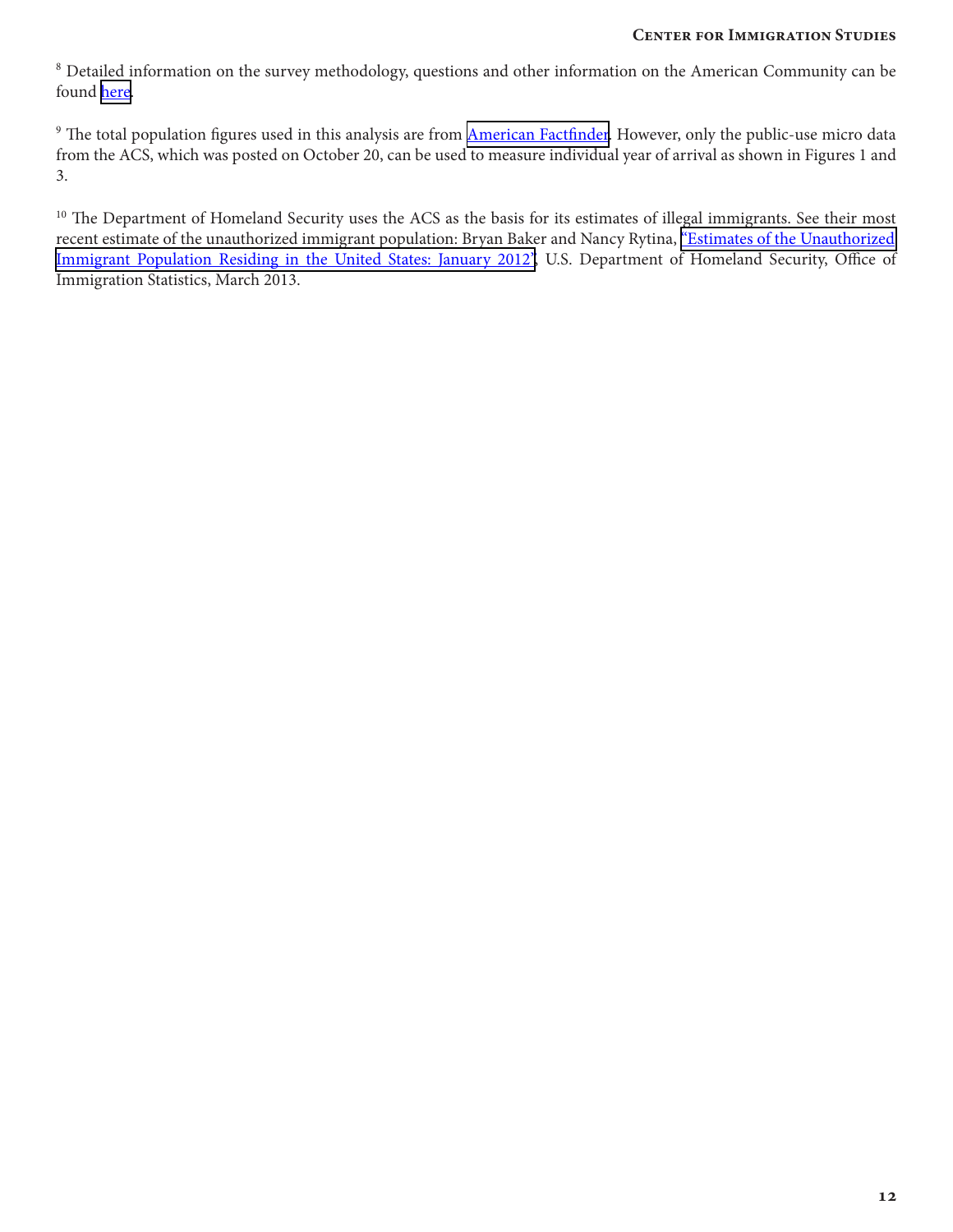[8] Detailed information on the survey methodology, questions and other information on the American Community can be found here.

[9] The total population figures used in this analysis are from American Factfinder. However, only the public-use micro data from the ACS, which was posted on October 20, can be used to measure individual year of arrival as shown in Figures 1 and 3.

[10] The Department of Homeland Security uses the ACS as the basis for its estimates of illegal immigrants. See their most recent estimate of the unauthorized immigrant population: Bryan Baker and Nancy Rytina, "Estimates of the Unauthorized Immigrant Population Residing in the United States: January 2012", U.S. Department of Homeland Security, Office of Immigration Statistics, March 2013.